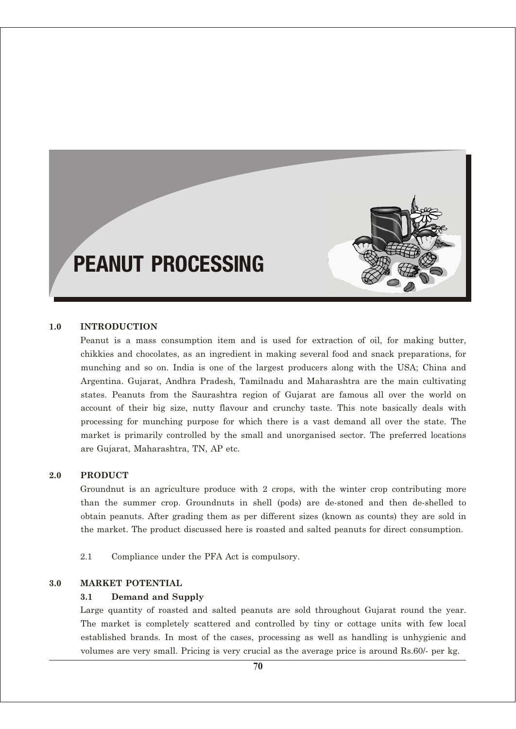# PEANUT PROCESSING

## 1.0 INTRODUCTION

Peanut is a mass consumption item and is used for extraction of oil, for making butter, chikkies and chocolates, as an ingredient in making several food and snack preparations, for munching and so on. India is one of the largest producers along with the USA; China and Argentina. Gujarat, Andhra Pradesh, Tamilnadu and Maharashtra are the main cultivating states. Peanuts from the Saurashtra region of Gujarat are famous all over the world on account of their big size, nutty flavour and crunchy taste. This note basically deals with processing for munching purpose for which there is a vast demand all over the state. The market is primarily controlled by the small and unorganised sector. The preferred locations are Gujarat, Maharashtra, TN, AP etc.

## 2.0 PRODUCT

Groundnut is an agriculture produce with 2 crops, with the winter crop contributing more than the summer crop. Groundnuts in shell (pods) are de-stoned and then de-shelled to obtain peanuts. After grading them as per different sizes (known as counts) they are sold in the market. The product discussed here is roasted and salted peanuts for direct consumption.

2.1 Compliance under the PFA Act is compulsory.

## 3.0 MARKET POTENTIAL

### 3.1 Demand and Supply

Large quantity of roasted and salted peanuts are sold throughout Gujarat round the year. The market is completely scattered and controlled by tiny or cottage units with few local established brands. In most of the cases, processing as well as handling is unhygienic and volumes are very small. Pricing is very crucial as the average price is around Rs.60/- per kg.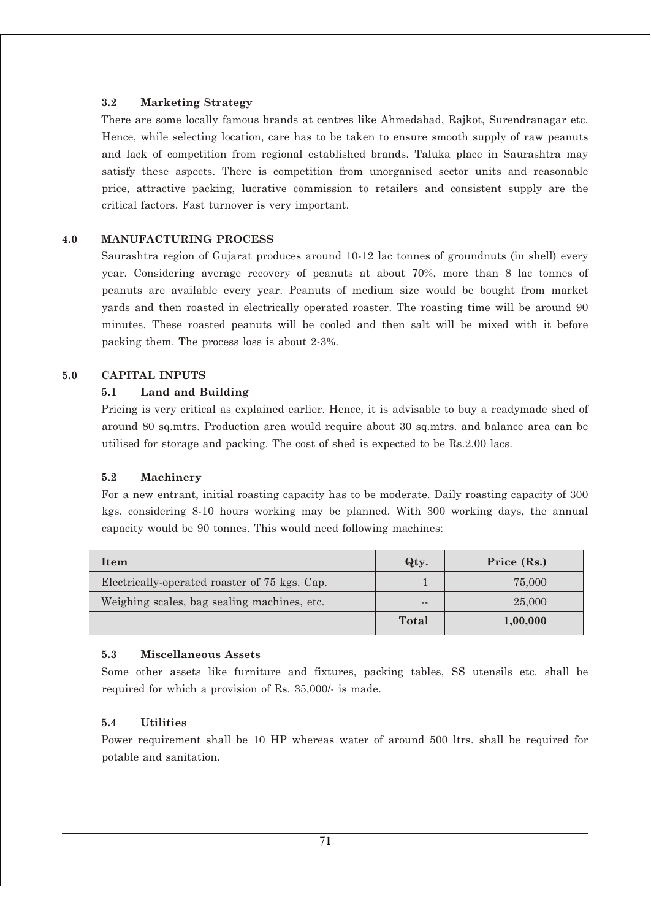### 3.2 Marketing Strategy

There are some locally famous brands at centres like Ahmedabad, Rajkot, Surendranagar etc. Hence, while selecting location, care has to be taken to ensure smooth supply of raw peanuts and lack of competition from regional established brands. Taluka place in Saurashtra may satisfy these aspects. There is competition from unorganised sector units and reasonable price, attractive packing, lucrative commission to retailers and consistent supply are the critical factors. Fast turnover is very important.

## 4.0 MANUFACTURING PROCESS

Saurashtra region of Gujarat produces around 10-12 lac tonnes of groundnuts (in shell) every year. Considering average recovery of peanuts at about 70%, more than 8 lac tonnes of peanuts are available every year. Peanuts of medium size would be bought from market yards and then roasted in electrically operated roaster. The roasting time will be around 90 minutes. These roasted peanuts will be cooled and then salt will be mixed with it before packing them. The process loss is about 2-3%.

## 5.0 CAPITAL INPUTS

### 5.1 Land and Building

Pricing is very critical as explained earlier. Hence, it is advisable to buy a readymade shed of around 80 sq.mtrs. Production area would require about 30 sq.mtrs. and balance area can be utilised for storage and packing. The cost of shed is expected to be Rs.2.00 lacs.

### 5.2 Machinery

For a new entrant, initial roasting capacity has to be moderate. Daily roasting capacity of 300 kgs. considering 8-10 hours working may be planned. With 300 working days, the annual capacity would be 90 tonnes. This would need following machines:

| Item | Qty. | Price (Rs.) |
|---|---|---|
| Electrically-operated roaster of 75 kgs. Cap. | 1 | 75,000 |
| Weighing scales, bag sealing machines, etc. | -- | 25,000 |
| | **Total** | **1,00,000** |

### 5.3 Miscellaneous Assets

Some other assets like furniture and fixtures, packing tables, SS utensils etc. shall be required for which a provision of Rs. 35,000/- is made.

### 5.4 Utilities

Power requirement shall be 10 HP whereas water of around 500 ltrs. shall be required for potable and sanitation.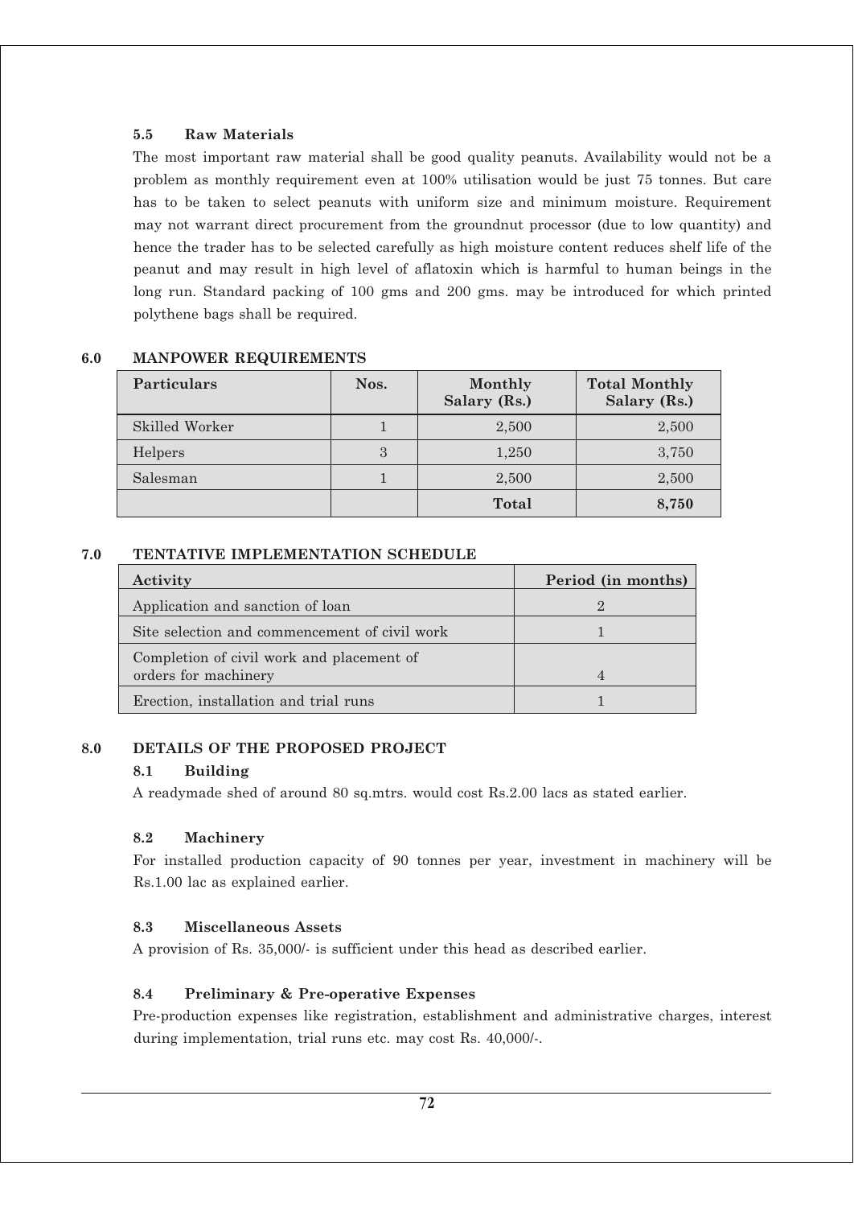### 5.5 Raw Materials

The most important raw material shall be good quality peanuts. Availability would not be a problem as monthly requirement even at 100% utilisation would be just 75 tonnes. But care has to be taken to select peanuts with uniform size and minimum moisture. Requirement may not warrant direct procurement from the groundnut processor (due to low quantity) and hence the trader has to be selected carefully as high moisture content reduces shelf life of the peanut and may result in high level of aflatoxin which is harmful to human beings in the long run. Standard packing of 100 gms and 200 gms. may be introduced for which printed polythene bags shall be required.

## 6.0 MANPOWER REQUIREMENTS

| Particulars | Nos. | Monthly Salary (Rs.) | Total Monthly Salary (Rs.) |
|---|---|---|---|
| Skilled Worker | 1 | 2,500 | 2,500 |
| Helpers | 3 | 1,250 | 3,750 |
| Salesman | 1 | 2,500 | 2,500 |
| | | **Total** | **8,750** |

## 7.0 TENTATIVE IMPLEMENTATION SCHEDULE

| Activity | Period (in months) |
|---|---|
| Application and sanction of loan | 2 |
| Site selection and commencement of civil work | 1 |
| Completion of civil work and placement of orders for machinery | 4 |
| Erection, installation and trial runs | 1 |

## 8.0 DETAILS OF THE PROPOSED PROJECT

### 8.1 Building

A readymade shed of around 80 sq.mtrs. would cost Rs.2.00 lacs as stated earlier.

### 8.2 Machinery

For installed production capacity of 90 tonnes per year, investment in machinery will be Rs.1.00 lac as explained earlier.

### 8.3 Miscellaneous Assets

A provision of Rs. 35,000/- is sufficient under this head as described earlier.

### 8.4 Preliminary & Pre-operative Expenses

Pre-production expenses like registration, establishment and administrative charges, interest during implementation, trial runs etc. may cost Rs. 40,000/-.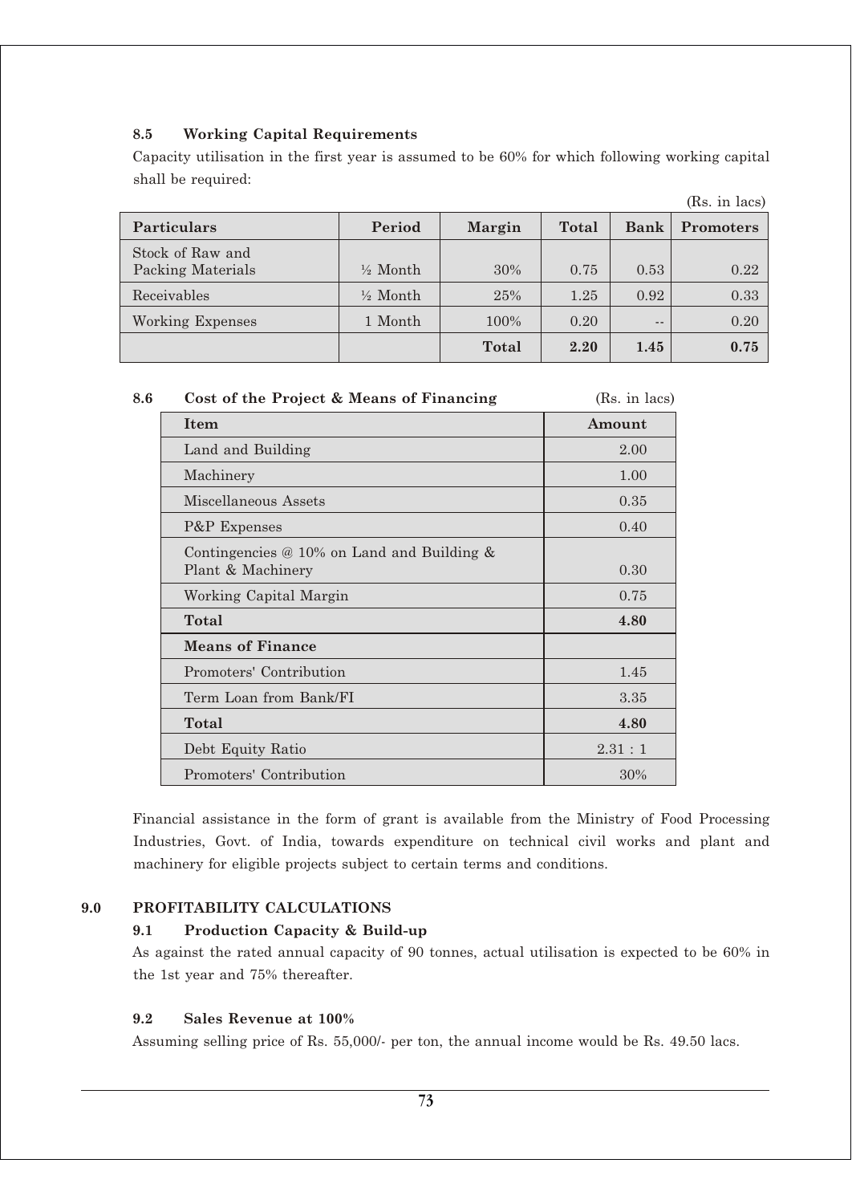### 8.5 Working Capital Requirements

Capacity utilisation in the first year is assumed to be 60% for which following working capital shall be required:

(Rs. in lacs)

| Particulars | Period | Margin | Total | Bank | Promoters |
|---|---|---|---|---|---|
| Stock of Raw and Packing Materials | ½ Month | 30% | 0.75 | 0.53 | 0.22 |
| Receivables | ½ Month | 25% | 1.25 | 0.92 | 0.33 |
| Working Expenses | 1 Month | 100% | 0.20 | -- | 0.20 |
| | | **Total** | **2.20** | **1.45** | **0.75** |

### 8.6 Cost of the Project & Means of Financing

(Rs. in lacs)

| Item | Amount |
|---|---|
| Land and Building | 2.00 |
| Machinery | 1.00 |
| Miscellaneous Assets | 0.35 |
| P&P Expenses | 0.40 |
| Contingencies @ 10% on Land and Building & Plant & Machinery | 0.30 |
| Working Capital Margin | 0.75 |
| **Total** | **4.80** |
| **Means of Finance** | |
| Promoters' Contribution | 1.45 |
| Term Loan from Bank/FI | 3.35 |
| **Total** | **4.80** |
| Debt Equity Ratio | 2.31 : 1 |
| Promoters' Contribution | 30% |

Financial assistance in the form of grant is available from the Ministry of Food Processing Industries, Govt. of India, towards expenditure on technical civil works and plant and machinery for eligible projects subject to certain terms and conditions.

## 9.0 PROFITABILITY CALCULATIONS

### 9.1 Production Capacity & Build-up

As against the rated annual capacity of 90 tonnes, actual utilisation is expected to be 60% in the 1st year and 75% thereafter.

### 9.2 Sales Revenue at 100%

Assuming selling price of Rs. 55,000/- per ton, the annual income would be Rs. 49.50 lacs.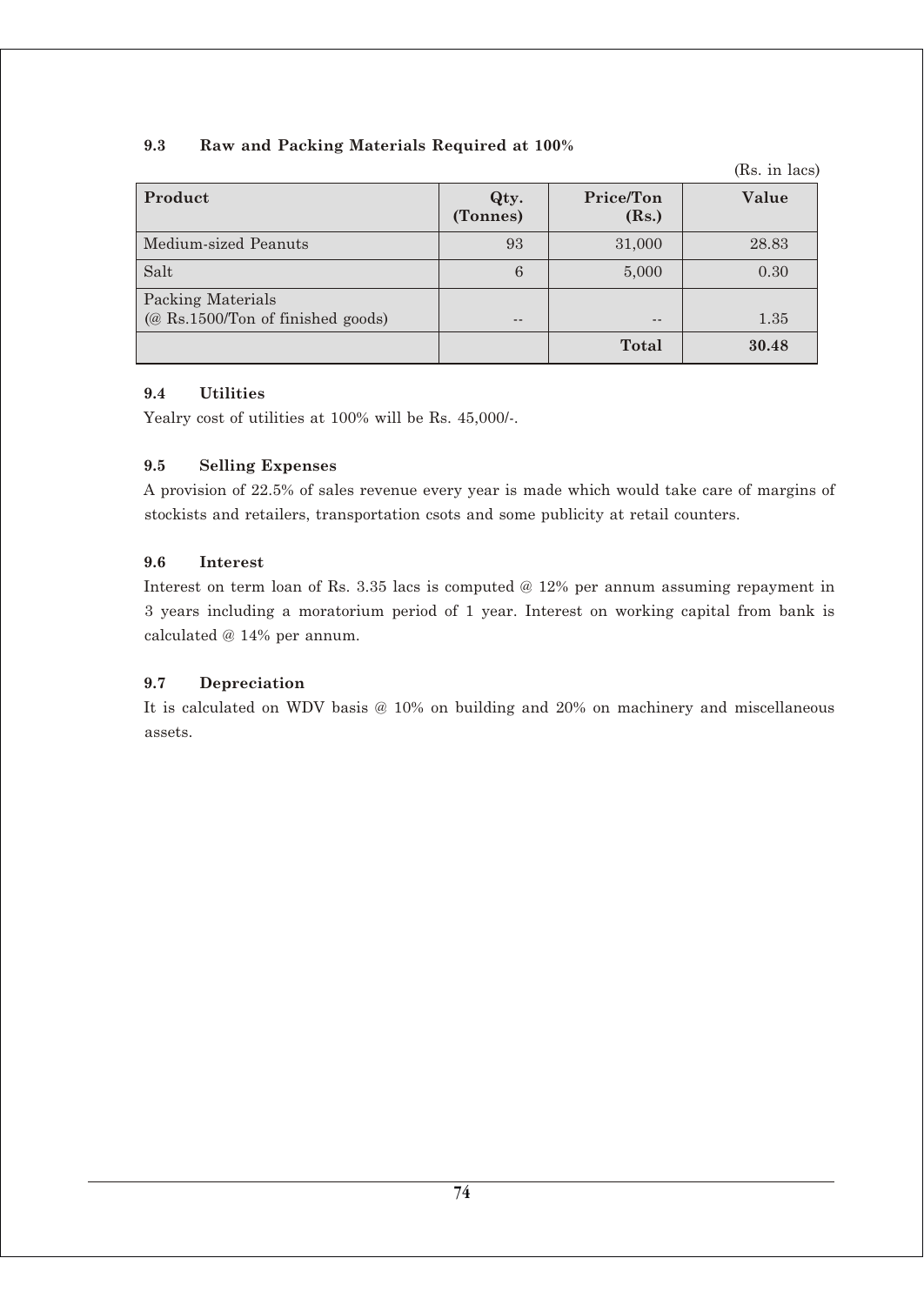### 9.3 Raw and Packing Materials Required at 100%

(Rs. in lacs)

| Product | Qty. (Tonnes) | Price/Ton (Rs.) | Value |
|---|---|---|---|
| Medium-sized Peanuts | 93 | 31,000 | 28.83 |
| Salt | 6 | 5,000 | 0.30 |
| Packing Materials (@ Rs.1500/Ton of finished goods) | -- | -- | 1.35 |
| | | **Total** | **30.48** |

### 9.4 Utilities

Yealry cost of utilities at 100% will be Rs. 45,000/-.

### 9.5 Selling Expenses

A provision of 22.5% of sales revenue every year is made which would take care of margins of stockists and retailers, transportation csots and some publicity at retail counters.

### 9.6 Interest

Interest on term loan of Rs. 3.35 lacs is computed @ 12% per annum assuming repayment in 3 years including a moratorium period of 1 year. Interest on working capital from bank is calculated @ 14% per annum.

### 9.7 Depreciation

It is calculated on WDV basis @ 10% on building and 20% on machinery and miscellaneous assets.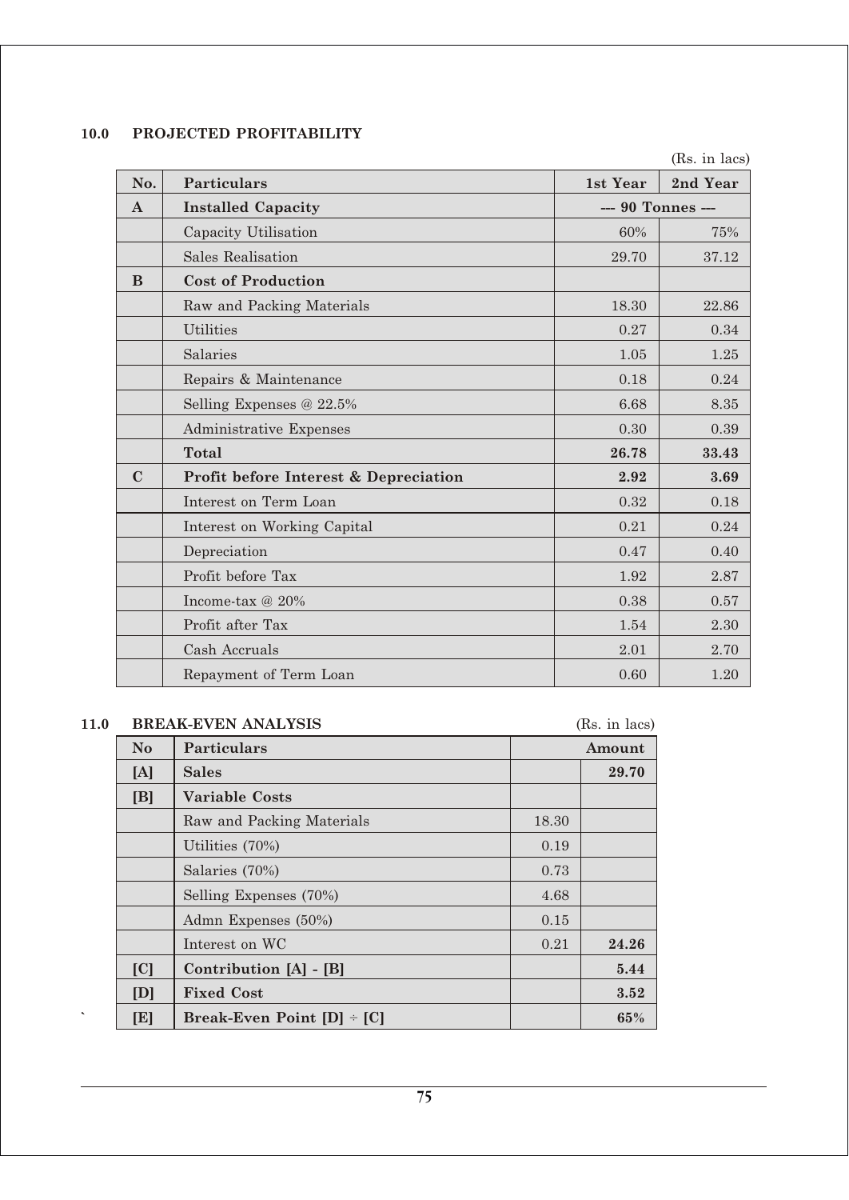## 10.0 PROJECTED PROFITABILITY

(Rs. in lacs)

| No. | Particulars | 1st Year | 2nd Year |
|---|---|---|---|
| A | **Installed Capacity** | --- 90 Tonnes --- | |
| | Capacity Utilisation | 60% | 75% |
| | Sales Realisation | 29.70 | 37.12 |
| B | **Cost of Production** | | |
| | Raw and Packing Materials | 18.30 | 22.86 |
| | Utilities | 0.27 | 0.34 |
| | Salaries | 1.05 | 1.25 |
| | Repairs & Maintenance | 0.18 | 0.24 |
| | Selling Expenses @ 22.5% | 6.68 | 8.35 |
| | Administrative Expenses | 0.30 | 0.39 |
| | **Total** | **26.78** | **33.43** |
| C | **Profit before Interest & Depreciation** | **2.92** | **3.69** |
| | Interest on Term Loan | 0.32 | 0.18 |
| | Interest on Working Capital | 0.21 | 0.24 |
| | Depreciation | 0.47 | 0.40 |
| | Profit before Tax | 1.92 | 2.87 |
| | Income-tax @ 20% | 0.38 | 0.57 |
| | Profit after Tax | 1.54 | 2.30 |
| | Cash Accruals | 2.01 | 2.70 |
| | Repayment of Term Loan | 0.60 | 1.20 |

## 11.0 BREAK-EVEN ANALYSIS

(Rs. in lacs)

| No | Particulars | | Amount |
|---|---|---|---|
| [A] | **Sales** | | **29.70** |
| [B] | **Variable Costs** | | |
| | Raw and Packing Materials | 18.30 | |
| | Utilities (70%) | 0.19 | |
| | Salaries (70%) | 0.73 | |
| | Selling Expenses (70%) | 4.68 | |
| | Admn Expenses (50%) | 0.15 | |
| | Interest on WC | 0.21 | **24.26** |
| [C] | **Contribution [A] - [B]** | | **5.44** |
| [D] | **Fixed Cost** | | **3.52** |
| [E] | **Break-Even Point [D] ÷ [C]** | | **65%** |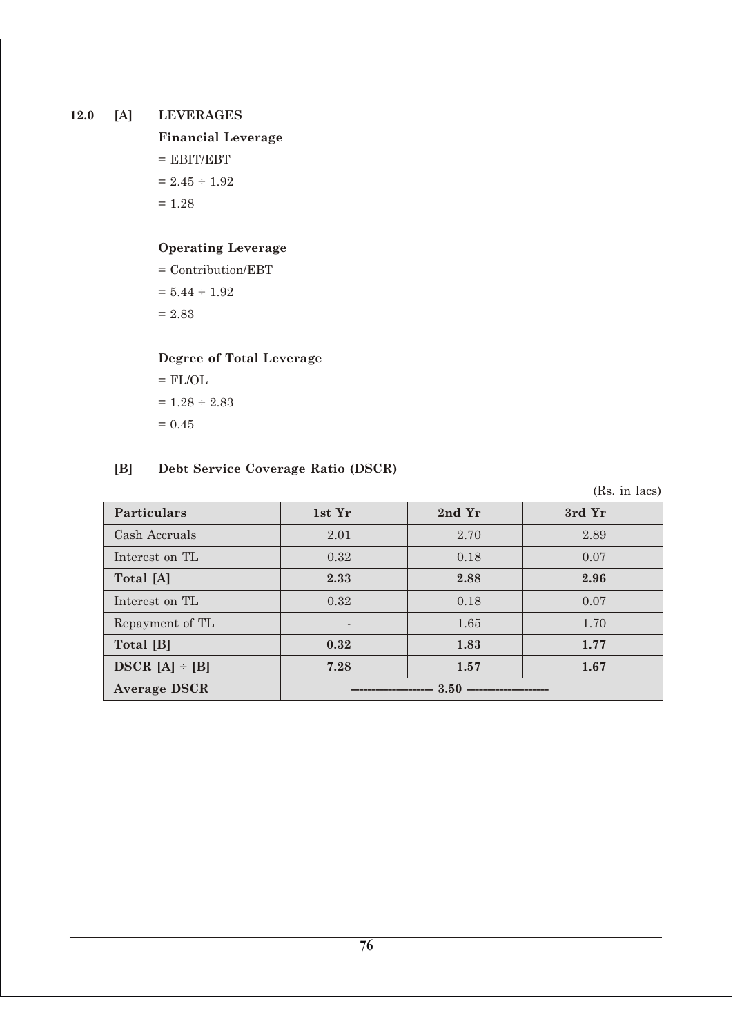## 12.0 [A] LEVERAGES

**Financial Leverage**

= EBIT/EBT

$= 2.45 \div 1.92$

$= 1.28$

**Operating Leverage**

= Contribution/EBT

$= 5.44 \div 1.92$

$= 2.83$

**Degree of Total Leverage**

= FL/OL

$= 1.28 \div 2.83$

$= 0.45$

### [B] Debt Service Coverage Ratio (DSCR)

(Rs. in lacs)

| Particulars | 1st Yr | 2nd Yr | 3rd Yr |
|---|---|---|---|
| Cash Accruals | 2.01 | 2.70 | 2.89 |
| Interest on TL | 0.32 | 0.18 | 0.07 |
| **Total [A]** | **2.33** | **2.88** | **2.96** |
| Interest on TL | 0.32 | 0.18 | 0.07 |
| Repayment of TL | - | 1.65 | 1.70 |
| **Total [B]** | **0.32** | **1.83** | **1.77** |
| **DSCR [A] ÷ [B]** | **7.28** | **1.57** | **1.67** |
| **Average DSCR** | **3.50** | | |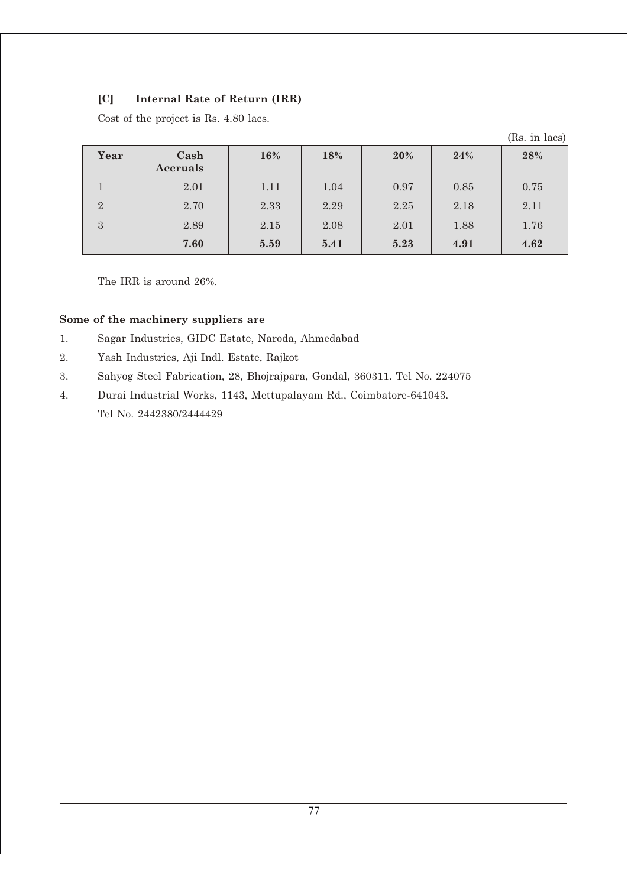### [C] Internal Rate of Return (IRR)

Cost of the project is Rs. 4.80 lacs.

(Rs. in lacs)

| Year | Cash Accruals | 16% | 18% | 20% | 24% | 28% |
|---|---|---|---|---|---|---|
| 1 | 2.01 | 1.11 | 1.04 | 0.97 | 0.85 | 0.75 |
| 2 | 2.70 | 2.33 | 2.29 | 2.25 | 2.18 | 2.11 |
| 3 | 2.89 | 2.15 | 2.08 | 2.01 | 1.88 | 1.76 |
| | **7.60** | **5.59** | **5.41** | **5.23** | **4.91** | **4.62** |

The IRR is around 26%.

**Some of the machinery suppliers are**

1. Sagar Industries, GIDC Estate, Naroda, Ahmedabad
2. Yash Industries, Aji Indl. Estate, Rajkot
3. Sahyog Steel Fabrication, 28, Bhojrajpara, Gondal, 360311. Tel No. 224075
4. Durai Industrial Works, 1143, Mettupalayam Rd., Coimbatore-641043.
   Tel No. 2442380/2444429